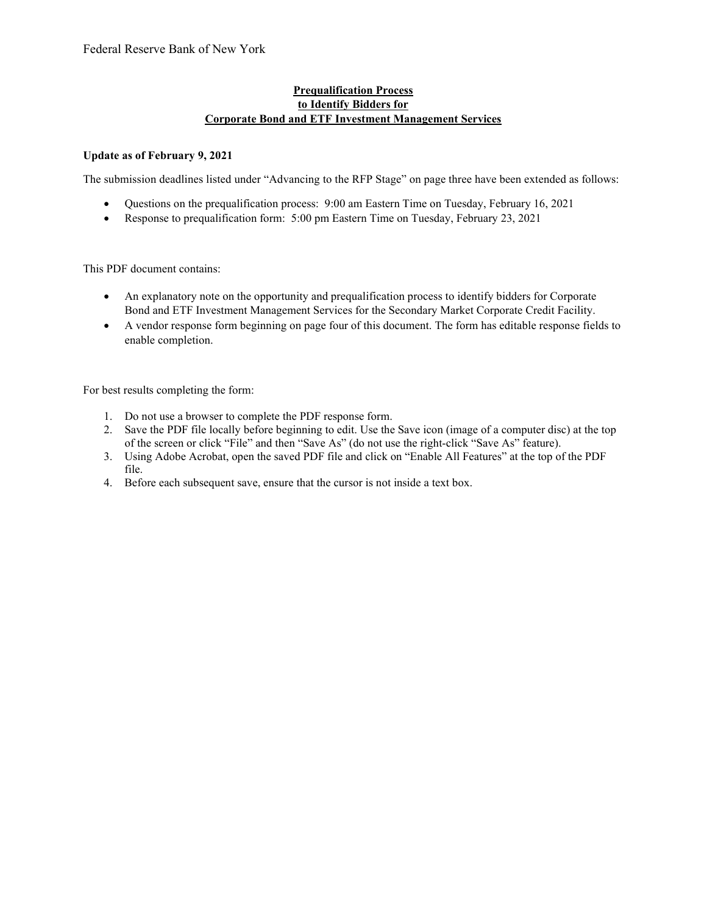Federal Reserve Bank of New York

# Prequalification Process to Identify Bidders for Corporate Bond and ETF Investment Management Services

**Update as of February 9, 2021**

The submission deadlines listed under "Advancing to the RFP Stage" on page three have been extended as follows:

- Questions on the prequalification process: 9:00 am Eastern Time on Tuesday, February 16, 2021
- Response to prequalification form: 5:00 pm Eastern Time on Tuesday, February 23, 2021

This PDF document contains:

- An explanatory note on the opportunity and prequalification process to identify bidders for Corporate Bond and ETF Investment Management Services for the Secondary Market Corporate Credit Facility.
- A vendor response form beginning on page four of this document. The form has editable response fields to enable completion.

For best results completing the form:

1. Do not use a browser to complete the PDF response form.
2. Save the PDF file locally before beginning to edit. Use the Save icon (image of a computer disc) at the top of the screen or click "File" and then "Save As" (do not use the right-click "Save As" feature).
3. Using Adobe Acrobat, open the saved PDF file and click on "Enable All Features" at the top of the PDF file.
4. Before each subsequent save, ensure that the cursor is not inside a text box.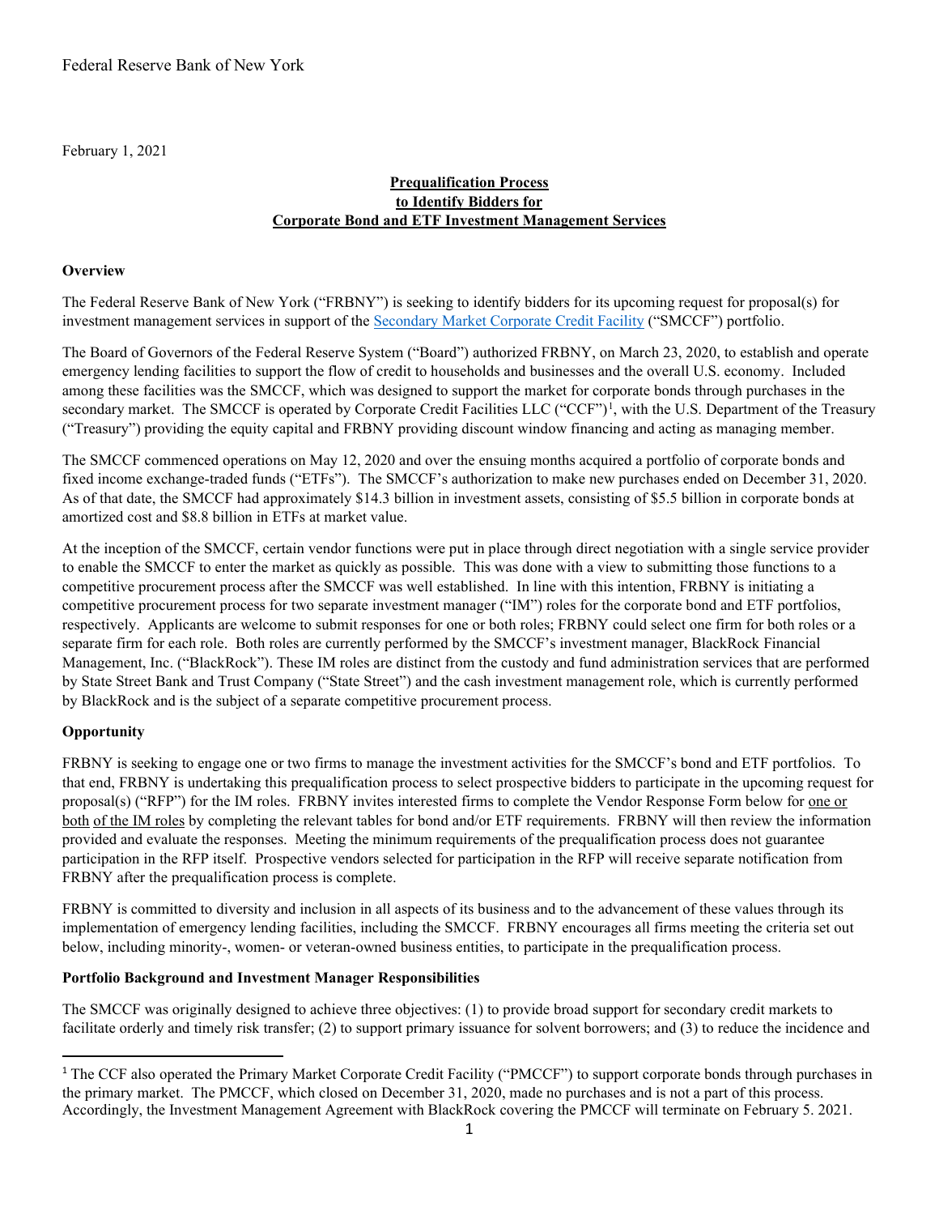Federal Reserve Bank of New York

February 1, 2021

**Prequalification Process**
**to Identify Bidders for**
**Corporate Bond and ETF Investment Management Services**

**Overview**

The Federal Reserve Bank of New York ("FRBNY") is seeking to identify bidders for its upcoming request for proposal(s) for investment management services in support of the Secondary Market Corporate Credit Facility ("SMCCF") portfolio.

The Board of Governors of the Federal Reserve System ("Board") authorized FRBNY, on March 23, 2020, to establish and operate emergency lending facilities to support the flow of credit to households and businesses and the overall U.S. economy. Included among these facilities was the SMCCF, which was designed to support the market for corporate bonds through purchases in the secondary market. The SMCCF is operated by Corporate Credit Facilities LLC ("CCF")[1], with the U.S. Department of the Treasury ("Treasury") providing the equity capital and FRBNY providing discount window financing and acting as managing member.

The SMCCF commenced operations on May 12, 2020 and over the ensuing months acquired a portfolio of corporate bonds and fixed income exchange-traded funds ("ETFs"). The SMCCF's authorization to make new purchases ended on December 31, 2020. As of that date, the SMCCF had approximately $14.3 billion in investment assets, consisting of $5.5 billion in corporate bonds at amortized cost and $8.8 billion in ETFs at market value.

At the inception of the SMCCF, certain vendor functions were put in place through direct negotiation with a single service provider to enable the SMCCF to enter the market as quickly as possible. This was done with a view to submitting those functions to a competitive procurement process after the SMCCF was well established. In line with this intention, FRBNY is initiating a competitive procurement process for two separate investment manager ("IM") roles for the corporate bond and ETF portfolios, respectively. Applicants are welcome to submit responses for one or both roles; FRBNY could select one firm for both roles or a separate firm for each role. Both roles are currently performed by the SMCCF's investment manager, BlackRock Financial Management, Inc. ("BlackRock"). These IM roles are distinct from the custody and fund administration services that are performed by State Street Bank and Trust Company ("State Street") and the cash investment management role, which is currently performed by BlackRock and is the subject of a separate competitive procurement process.

**Opportunity**

FRBNY is seeking to engage one or two firms to manage the investment activities for the SMCCF's bond and ETF portfolios. To that end, FRBNY is undertaking this prequalification process to select prospective bidders to participate in the upcoming request for proposal(s) ("RFP") for the IM roles. FRBNY invites interested firms to complete the Vendor Response Form below for one or both of the IM roles by completing the relevant tables for bond and/or ETF requirements. FRBNY will then review the information provided and evaluate the responses. Meeting the minimum requirements of the prequalification process does not guarantee participation in the RFP itself. Prospective vendors selected for participation in the RFP will receive separate notification from FRBNY after the prequalification process is complete.

FRBNY is committed to diversity and inclusion in all aspects of its business and to the advancement of these values through its implementation of emergency lending facilities, including the SMCCF. FRBNY encourages all firms meeting the criteria set out below, including minority-, women- or veteran-owned business entities, to participate in the prequalification process.

**Portfolio Background and Investment Manager Responsibilities**

The SMCCF was originally designed to achieve three objectives: (1) to provide broad support for secondary credit markets to facilitate orderly and timely risk transfer; (2) to support primary issuance for solvent borrowers; and (3) to reduce the incidence and

---

[1] The CCF also operated the Primary Market Corporate Credit Facility ("PMCCF") to support corporate bonds through purchases in the primary market. The PMCCF, which closed on December 31, 2020, made no purchases and is not a part of this process. Accordingly, the Investment Management Agreement with BlackRock covering the PMCCF will terminate on February 5. 2021.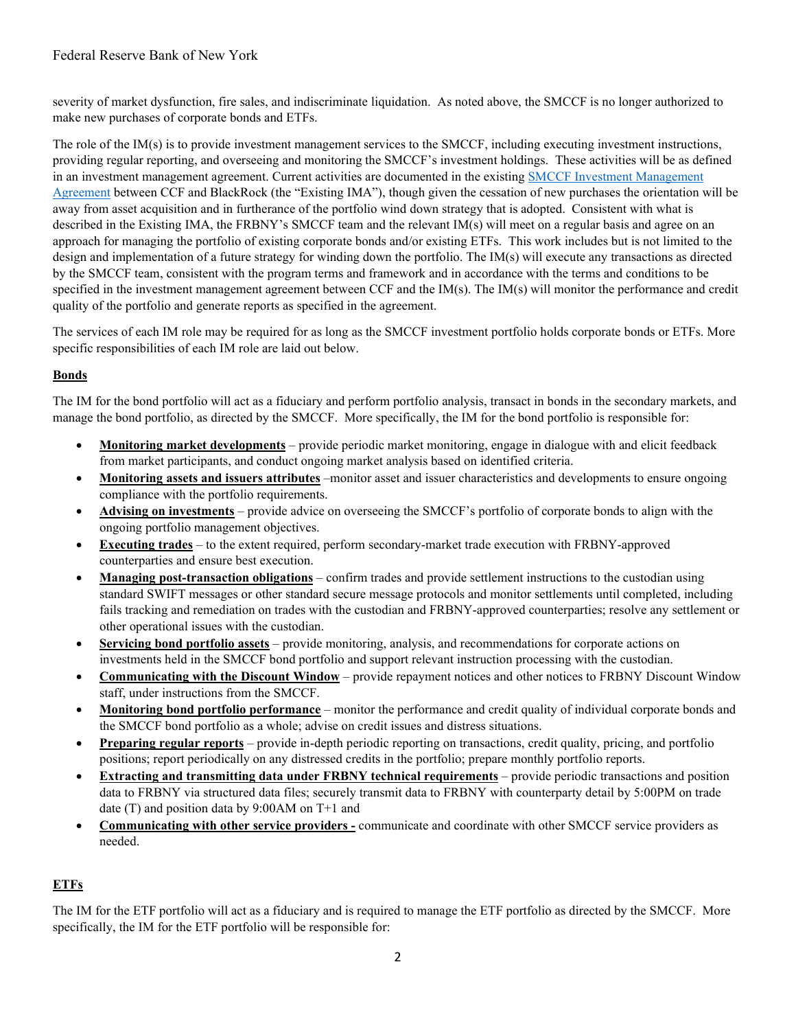severity of market dysfunction, fire sales, and indiscriminate liquidation. As noted above, the SMCCF is no longer authorized to make new purchases of corporate bonds and ETFs.

The role of the IM(s) is to provide investment management services to the SMCCF, including executing investment instructions, providing regular reporting, and overseeing and monitoring the SMCCF's investment holdings. These activities will be as defined in an investment management agreement. Current activities are documented in the existing SMCCF Investment Management Agreement between CCF and BlackRock (the "Existing IMA"), though given the cessation of new purchases the orientation will be away from asset acquisition and in furtherance of the portfolio wind down strategy that is adopted. Consistent with what is described in the Existing IMA, the FRBNY's SMCCF team and the relevant IM(s) will meet on a regular basis and agree on an approach for managing the portfolio of existing corporate bonds and/or existing ETFs. This work includes but is not limited to the design and implementation of a future strategy for winding down the portfolio. The IM(s) will execute any transactions as directed by the SMCCF team, consistent with the program terms and framework and in accordance with the terms and conditions to be specified in the investment management agreement between CCF and the IM(s). The IM(s) will monitor the performance and credit quality of the portfolio and generate reports as specified in the agreement.

The services of each IM role may be required for as long as the SMCCF investment portfolio holds corporate bonds or ETFs. More specific responsibilities of each IM role are laid out below.

## Bonds

The IM for the bond portfolio will act as a fiduciary and perform portfolio analysis, transact in bonds in the secondary markets, and manage the bond portfolio, as directed by the SMCCF. More specifically, the IM for the bond portfolio is responsible for:

- **Monitoring market developments** – provide periodic market monitoring, engage in dialogue with and elicit feedback from market participants, and conduct ongoing market analysis based on identified criteria.
- **Monitoring assets and issuers attributes** –monitor asset and issuer characteristics and developments to ensure ongoing compliance with the portfolio requirements.
- **Advising on investments** – provide advice on overseeing the SMCCF's portfolio of corporate bonds to align with the ongoing portfolio management objectives.
- **Executing trades** – to the extent required, perform secondary-market trade execution with FRBNY-approved counterparties and ensure best execution.
- **Managing post-transaction obligations** – confirm trades and provide settlement instructions to the custodian using standard SWIFT messages or other standard secure message protocols and monitor settlements until completed, including fails tracking and remediation on trades with the custodian and FRBNY-approved counterparties; resolve any settlement or other operational issues with the custodian.
- **Servicing bond portfolio assets** – provide monitoring, analysis, and recommendations for corporate actions on investments held in the SMCCF bond portfolio and support relevant instruction processing with the custodian.
- **Communicating with the Discount Window** – provide repayment notices and other notices to FRBNY Discount Window staff, under instructions from the SMCCF.
- **Monitoring bond portfolio performance** – monitor the performance and credit quality of individual corporate bonds and the SMCCF bond portfolio as a whole; advise on credit issues and distress situations.
- **Preparing regular reports** – provide in-depth periodic reporting on transactions, credit quality, pricing, and portfolio positions; report periodically on any distressed credits in the portfolio; prepare monthly portfolio reports.
- **Extracting and transmitting data under FRBNY technical requirements** – provide periodic transactions and position data to FRBNY via structured data files; securely transmit data to FRBNY with counterparty detail by 5:00PM on trade date (T) and position data by 9:00AM on T+1 and
- **Communicating with other service providers -** communicate and coordinate with other SMCCF service providers as needed.

## ETFs

The IM for the ETF portfolio will act as a fiduciary and is required to manage the ETF portfolio as directed by the SMCCF. More specifically, the IM for the ETF portfolio will be responsible for: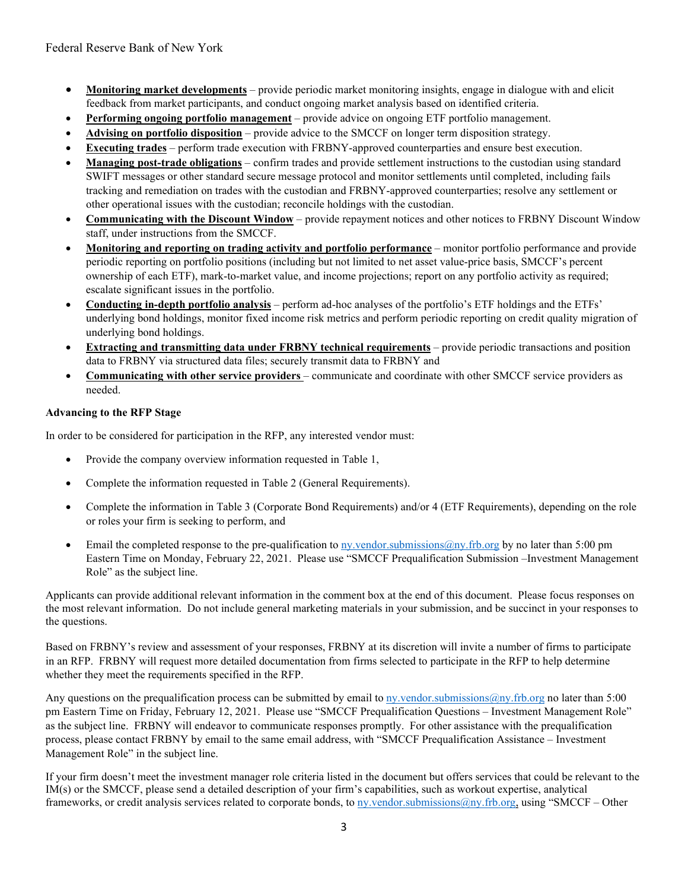- **Monitoring market developments** – provide periodic market monitoring insights, engage in dialogue with and elicit feedback from market participants, and conduct ongoing market analysis based on identified criteria.
- **Performing ongoing portfolio management** – provide advice on ongoing ETF portfolio management.
- **Advising on portfolio disposition** – provide advice to the SMCCF on longer term disposition strategy.
- **Executing trades** – perform trade execution with FRBNY-approved counterparties and ensure best execution.
- **Managing post-trade obligations** – confirm trades and provide settlement instructions to the custodian using standard SWIFT messages or other standard secure message protocol and monitor settlements until completed, including fails tracking and remediation on trades with the custodian and FRBNY-approved counterparties; resolve any settlement or other operational issues with the custodian; reconcile holdings with the custodian.
- **Communicating with the Discount Window** – provide repayment notices and other notices to FRBNY Discount Window staff, under instructions from the SMCCF.
- **Monitoring and reporting on trading activity and portfolio performance** – monitor portfolio performance and provide periodic reporting on portfolio positions (including but not limited to net asset value-price basis, SMCCF's percent ownership of each ETF), mark-to-market value, and income projections; report on any portfolio activity as required; escalate significant issues in the portfolio.
- **Conducting in-depth portfolio analysis** – perform ad-hoc analyses of the portfolio's ETF holdings and the ETFs' underlying bond holdings, monitor fixed income risk metrics and perform periodic reporting on credit quality migration of underlying bond holdings.
- **Extracting and transmitting data under FRBNY technical requirements** – provide periodic transactions and position data to FRBNY via structured data files; securely transmit data to FRBNY and
- **Communicating with other service providers** – communicate and coordinate with other SMCCF service providers as needed.

**Advancing to the RFP Stage**

In order to be considered for participation in the RFP, any interested vendor must:

- Provide the company overview information requested in Table 1,
- Complete the information requested in Table 2 (General Requirements).
- Complete the information in Table 3 (Corporate Bond Requirements) and/or 4 (ETF Requirements), depending on the role or roles your firm is seeking to perform, and
- Email the completed response to the pre-qualification to ny.vendor.submissions@ny.frb.org by no later than 5:00 pm Eastern Time on Monday, February 22, 2021. Please use "SMCCF Prequalification Submission –Investment Management Role" as the subject line.

Applicants can provide additional relevant information in the comment box at the end of this document. Please focus responses on the most relevant information. Do not include general marketing materials in your submission, and be succinct in your responses to the questions.

Based on FRBNY's review and assessment of your responses, FRBNY at its discretion will invite a number of firms to participate in an RFP. FRBNY will request more detailed documentation from firms selected to participate in the RFP to help determine whether they meet the requirements specified in the RFP.

Any questions on the prequalification process can be submitted by email to ny.vendor.submissions@ny.frb.org no later than 5:00 pm Eastern Time on Friday, February 12, 2021. Please use "SMCCF Prequalification Questions – Investment Management Role" as the subject line. FRBNY will endeavor to communicate responses promptly. For other assistance with the prequalification process, please contact FRBNY by email to the same email address, with "SMCCF Prequalification Assistance – Investment Management Role" in the subject line.

If your firm doesn't meet the investment manager role criteria listed in the document but offers services that could be relevant to the IM(s) or the SMCCF, please send a detailed description of your firm's capabilities, such as workout expertise, analytical frameworks, or credit analysis services related to corporate bonds, to ny.vendor.submissions@ny.frb.org, using "SMCCF – Other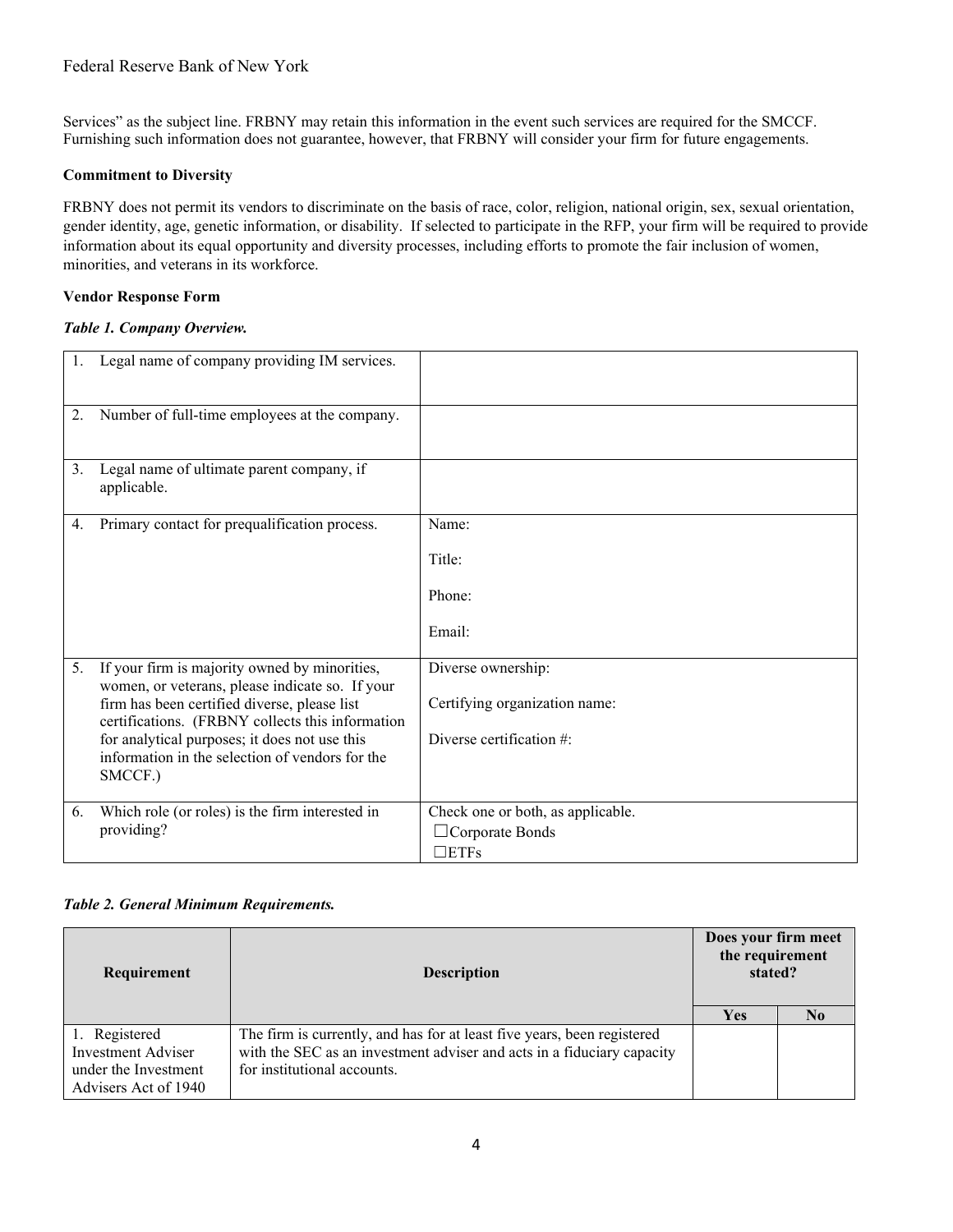Services" as the subject line. FRBNY may retain this information in the event such services are required for the SMCCF. Furnishing such information does not guarantee, however, that FRBNY will consider your firm for future engagements.

**Commitment to Diversity**

FRBNY does not permit its vendors to discriminate on the basis of race, color, religion, national origin, sex, sexual orientation, gender identity, age, genetic information, or disability. If selected to participate in the RFP, your firm will be required to provide information about its equal opportunity and diversity processes, including efforts to promote the fair inclusion of women, minorities, and veterans in its workforce.

**Vendor Response Form**

***Table 1. Company Overview.***

| | |
|---|---|
| 1. Legal name of company providing IM services. | |
| 2. Number of full-time employees at the company. | |
| 3. Legal name of ultimate parent company, if applicable. | |
| 4. Primary contact for prequalification process. | Name:<br><br>Title:<br><br>Phone:<br><br>Email: |
| 5. If your firm is majority owned by minorities, women, or veterans, please indicate so. If your firm has been certified diverse, please list certifications. (FRBNY collects this information for analytical purposes; it does not use this information in the selection of vendors for the SMCCF.) | Diverse ownership:<br><br>Certifying organization name:<br><br>Diverse certification #: |
| 6. Which role (or roles) is the firm interested in providing? | Check one or both, as applicable.<br>☐Corporate Bonds<br>☐ETFs |

***Table 2. General Minimum Requirements.***

| Requirement | Description | Does your firm meet the requirement stated? | |
|---|---|---|---|
| | | Yes | No |
| 1. Registered Investment Adviser under the Investment Advisers Act of 1940 | The firm is currently, and has for at least five years, been registered with the SEC as an investment adviser and acts in a fiduciary capacity for institutional accounts. | | |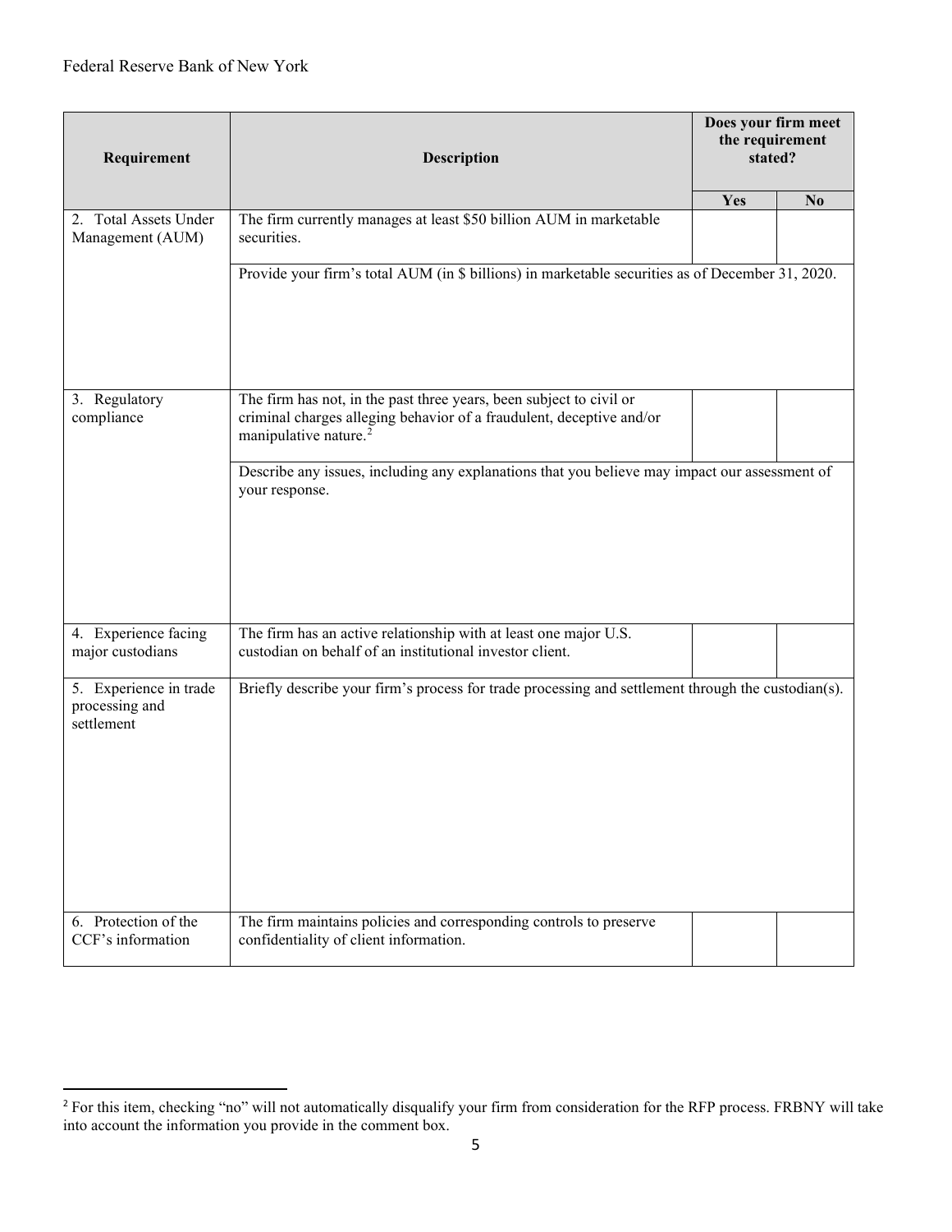| Requirement | Description | Does your firm meet the requirement stated? | |
|---|---|---|---|
| | | Yes | No |
| 2. Total Assets Under Management (AUM) | The firm currently manages at least $50 billion AUM in marketable securities. | | |
| | Provide your firm's total AUM (in $ billions) in marketable securities as of December 31, 2020. | | |
| 3. Regulatory compliance | The firm has not, in the past three years, been subject to civil or criminal charges alleging behavior of a fraudulent, deceptive and/or manipulative nature.[2] | | |
| | Describe any issues, including any explanations that you believe may impact our assessment of your response. | | |
| 4. Experience facing major custodians | The firm has an active relationship with at least one major U.S. custodian on behalf of an institutional investor client. | | |
| 5. Experience in trade processing and settlement | Briefly describe your firm's process for trade processing and settlement through the custodian(s). | | |
| 6. Protection of the CCF's information | The firm maintains policies and corresponding controls to preserve confidentiality of client information. | | |

[2] For this item, checking "no" will not automatically disqualify your firm from consideration for the RFP process. FRBNY will take into account the information you provide in the comment box.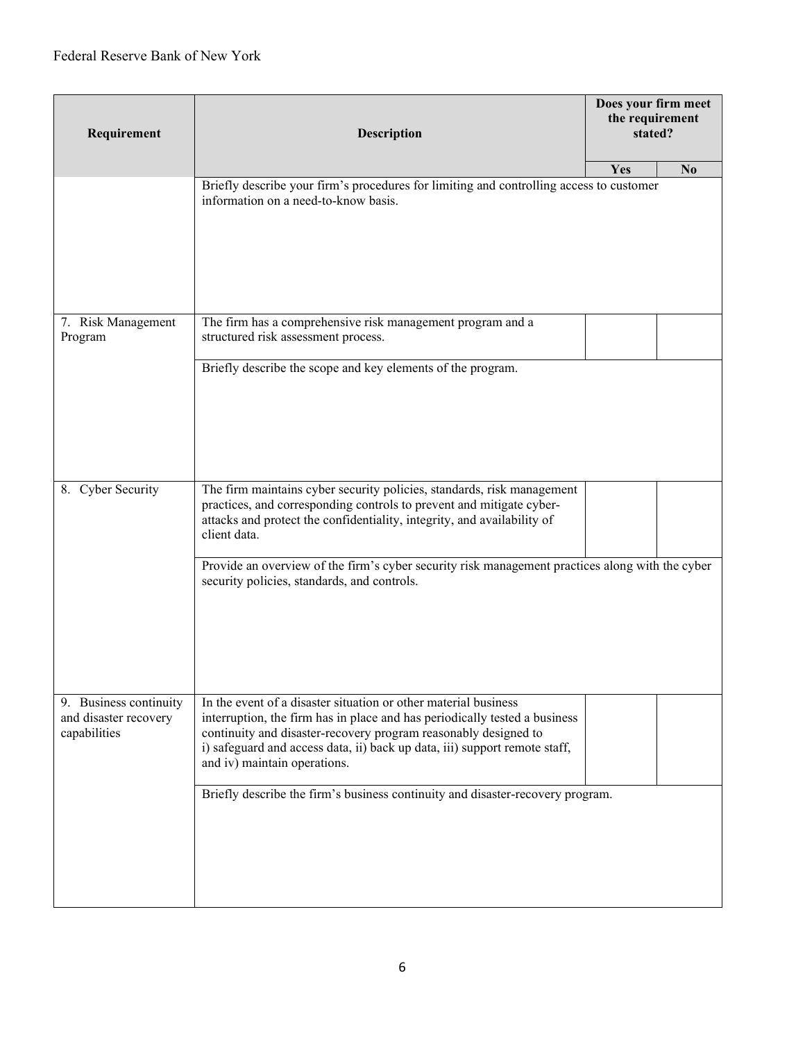| Requirement | Description | Does your firm meet the requirement stated? | |
|---|---|---|---|
| | | Yes | No |
| | Briefly describe your firm's procedures for limiting and controlling access to customer information on a need-to-know basis. | | |
| 7. Risk Management Program | The firm has a comprehensive risk management program and a structured risk assessment process. | | |
| | Briefly describe the scope and key elements of the program. | | |
| 8. Cyber Security | The firm maintains cyber security policies, standards, risk management practices, and corresponding controls to prevent and mitigate cyber-attacks and protect the confidentiality, integrity, and availability of client data. | | |
| | Provide an overview of the firm's cyber security risk management practices along with the cyber security policies, standards, and controls. | | |
| 9. Business continuity and disaster recovery capabilities | In the event of a disaster situation or other material business interruption, the firm has in place and has periodically tested a business continuity and disaster-recovery program reasonably designed to i) safeguard and access data, ii) back up data, iii) support remote staff, and iv) maintain operations. | | |
| | Briefly describe the firm's business continuity and disaster-recovery program. | | |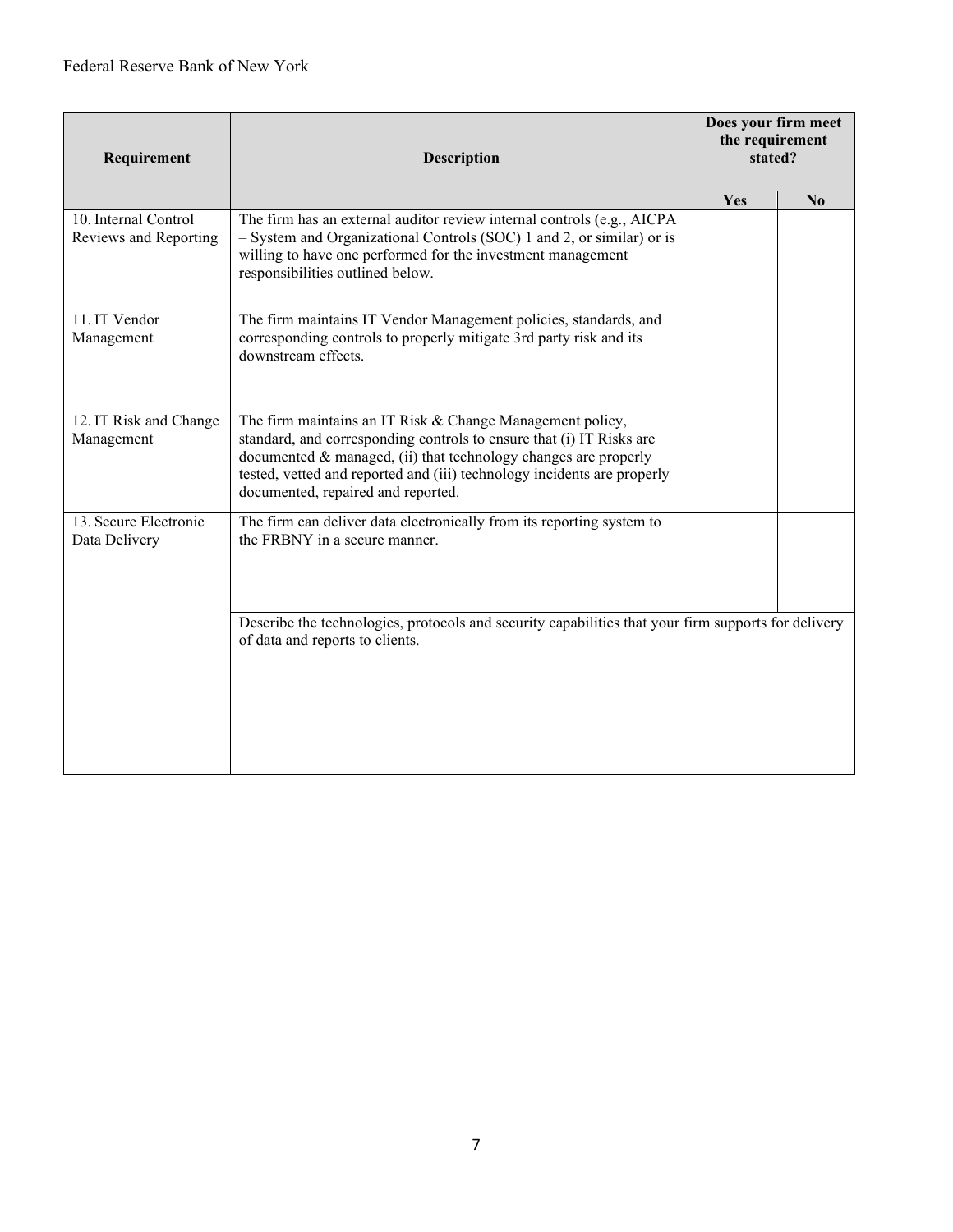Federal Reserve Bank of New York

| Requirement | Description | Does your firm meet the requirement stated? | |
|---|---|---|---|
| | | Yes | No |
| 10. Internal Control Reviews and Reporting | The firm has an external auditor review internal controls (e.g., AICPA – System and Organizational Controls (SOC) 1 and 2, or similar) or is willing to have one performed for the investment management responsibilities outlined below. | | |
| 11. IT Vendor Management | The firm maintains IT Vendor Management policies, standards, and corresponding controls to properly mitigate 3rd party risk and its downstream effects. | | |
| 12. IT Risk and Change Management | The firm maintains an IT Risk & Change Management policy, standard, and corresponding controls to ensure that (i) IT Risks are documented & managed, (ii) that technology changes are properly tested, vetted and reported and (iii) technology incidents are properly documented, repaired and reported. | | |
| 13. Secure Electronic Data Delivery | The firm can deliver data electronically from its reporting system to the FRBNY in a secure manner. | | |
| | Describe the technologies, protocols and security capabilities that your firm supports for delivery of data and reports to clients. | | |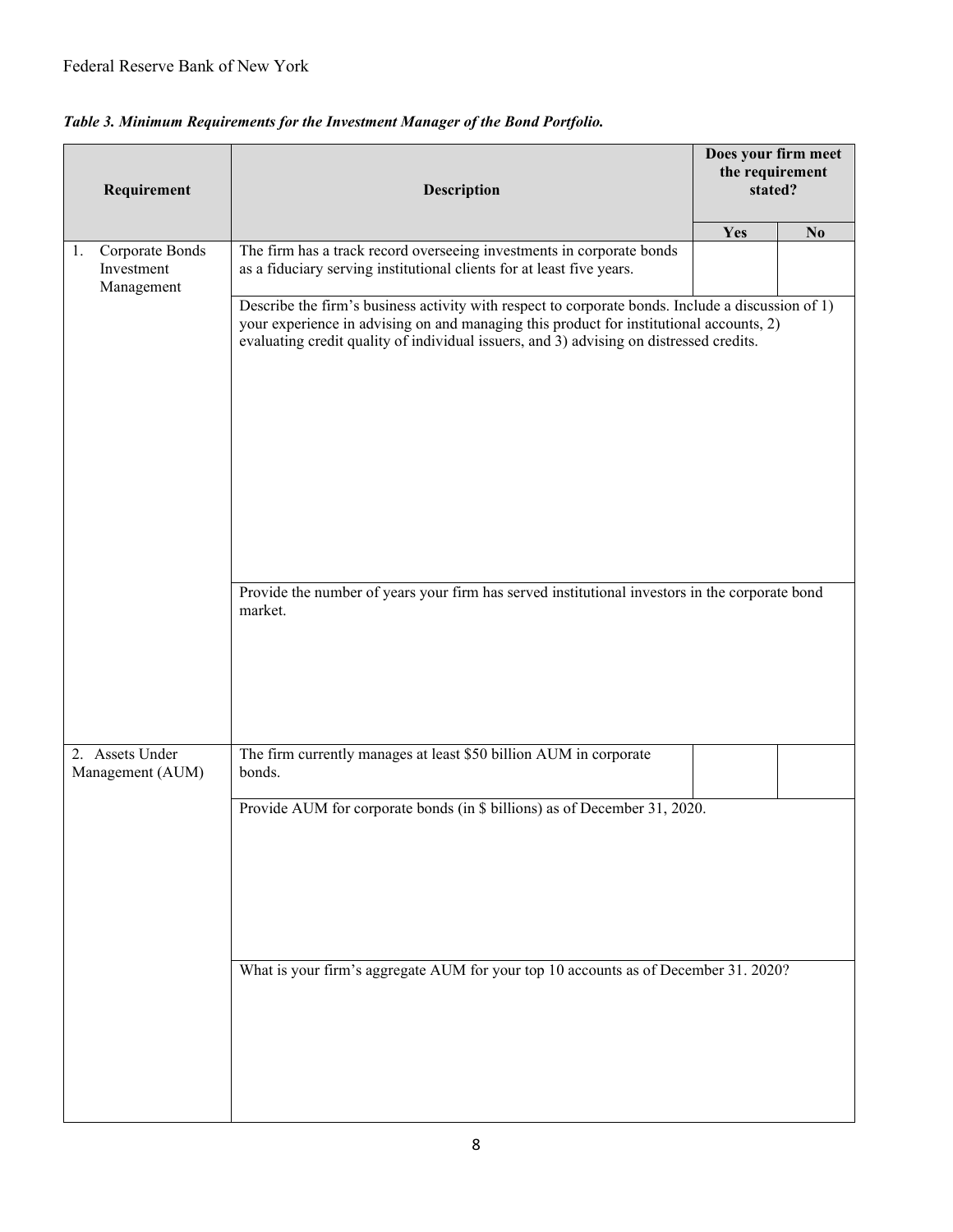*Table 3. Minimum Requirements for the Investment Manager of the Bond Portfolio.*

| Requirement | Description | Does your firm meet the requirement stated? | |
|---|---|---|---|
| | | Yes | No |
| 1. Corporate Bonds Investment Management | The firm has a track record overseeing investments in corporate bonds as a fiduciary serving institutional clients for at least five years. | | |
| | Describe the firm's business activity with respect to corporate bonds. Include a discussion of 1) your experience in advising on and managing this product for institutional accounts, 2) evaluating credit quality of individual issuers, and 3) advising on distressed credits. | | |
| | Provide the number of years your firm has served institutional investors in the corporate bond market. | | |
| 2. Assets Under Management (AUM) | The firm currently manages at least $50 billion AUM in corporate bonds. | | |
| | Provide AUM for corporate bonds (in $ billions) as of December 31, 2020. | | |
| | What is your firm's aggregate AUM for your top 10 accounts as of December 31. 2020? | | |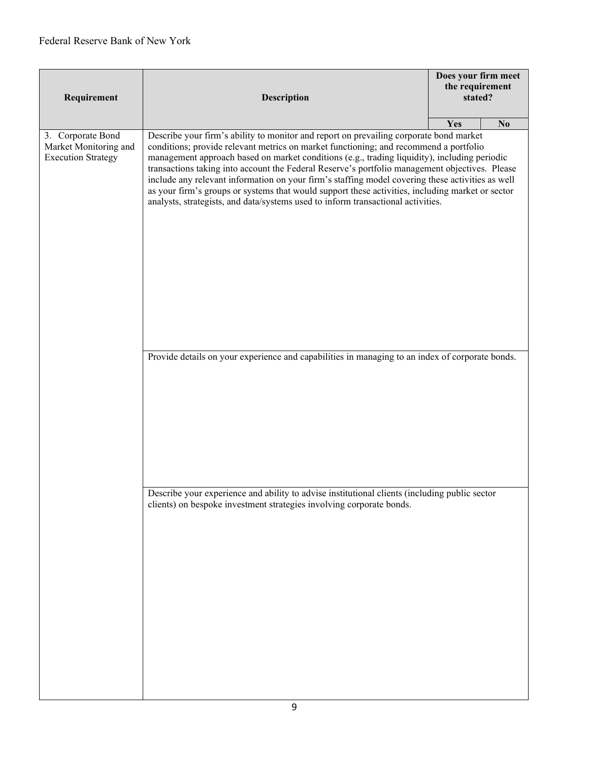| Requirement | Description | Does your firm meet the requirement stated? | |
|---|---|---|---|
| | | Yes | No |
| 3. Corporate Bond Market Monitoring and Execution Strategy | Describe your firm's ability to monitor and report on prevailing corporate bond market conditions; provide relevant metrics on market functioning; and recommend a portfolio management approach based on market conditions (e.g., trading liquidity), including periodic transactions taking into account the Federal Reserve's portfolio management objectives. Please include any relevant information on your firm's staffing model covering these activities as well as your firm's groups or systems that would support these activities, including market or sector analysts, strategists, and data/systems used to inform transactional activities. | | |
| | Provide details on your experience and capabilities in managing to an index of corporate bonds. | | |
| | Describe your experience and ability to advise institutional clients (including public sector clients) on bespoke investment strategies involving corporate bonds. | | |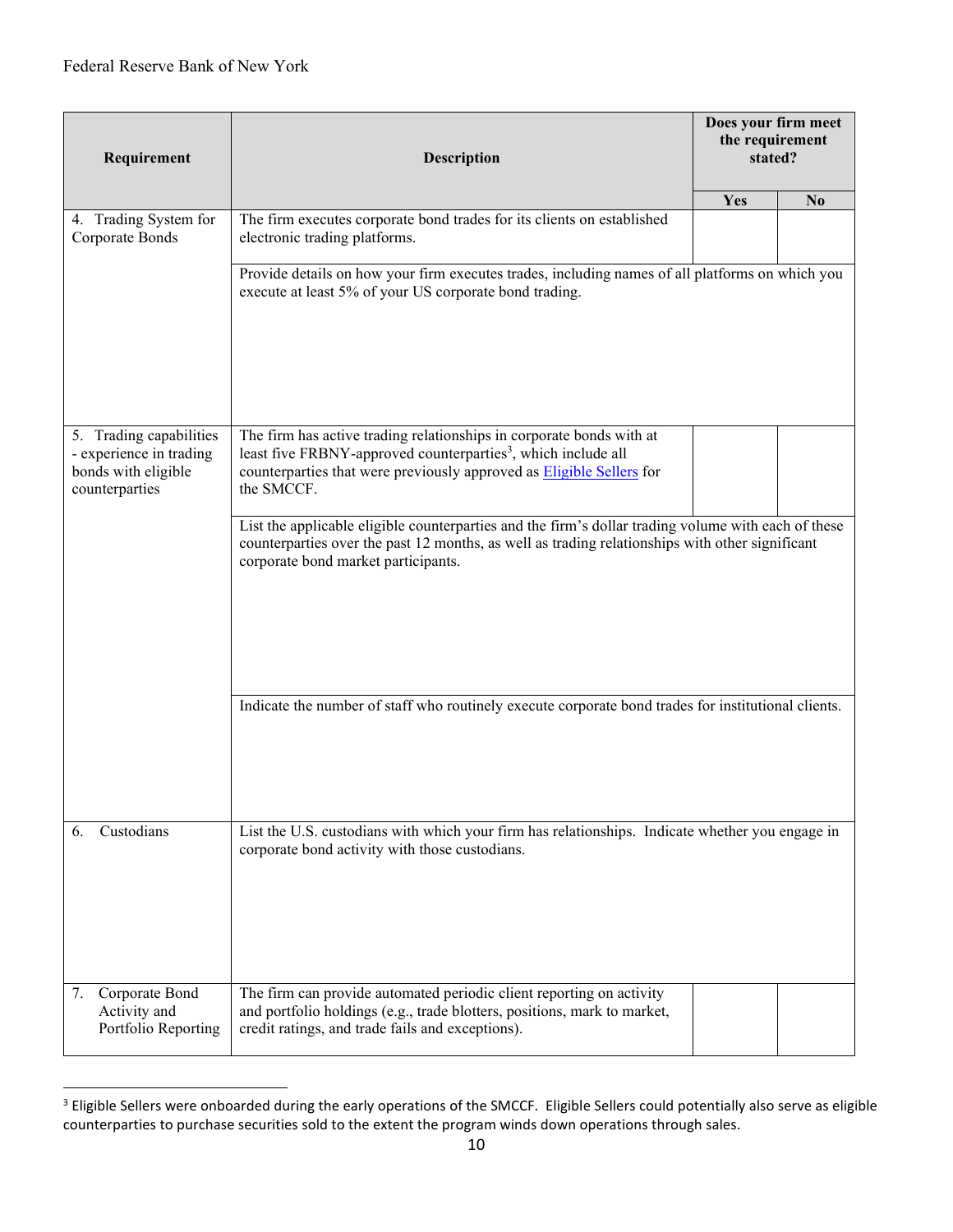| Requirement | Description | Does your firm meet the requirement stated? | |
|---|---|---|---|
| | | Yes | No |
| 4. Trading System for Corporate Bonds | The firm executes corporate bond trades for its clients on established electronic trading platforms. | | |
| | Provide details on how your firm executes trades, including names of all platforms on which you execute at least 5% of your US corporate bond trading. | | |
| 5. Trading capabilities - experience in trading bonds with eligible counterparties | The firm has active trading relationships in corporate bonds with at least five FRBNY-approved counterparties[3], which include all counterparties that were previously approved as Eligible Sellers for the SMCCF. | | |
| | List the applicable eligible counterparties and the firm's dollar trading volume with each of these counterparties over the past 12 months, as well as trading relationships with other significant corporate bond market participants. | | |
| | Indicate the number of staff who routinely execute corporate bond trades for institutional clients. | | |
| 6. Custodians | List the U.S. custodians with which your firm has relationships. Indicate whether you engage in corporate bond activity with those custodians. | | |
| 7. Corporate Bond Activity and Portfolio Reporting | The firm can provide automated periodic client reporting on activity and portfolio holdings (e.g., trade blotters, positions, mark to market, credit ratings, and trade fails and exceptions). | | |

[3] Eligible Sellers were onboarded during the early operations of the SMCCF. Eligible Sellers could potentially also serve as eligible counterparties to purchase securities sold to the extent the program winds down operations through sales.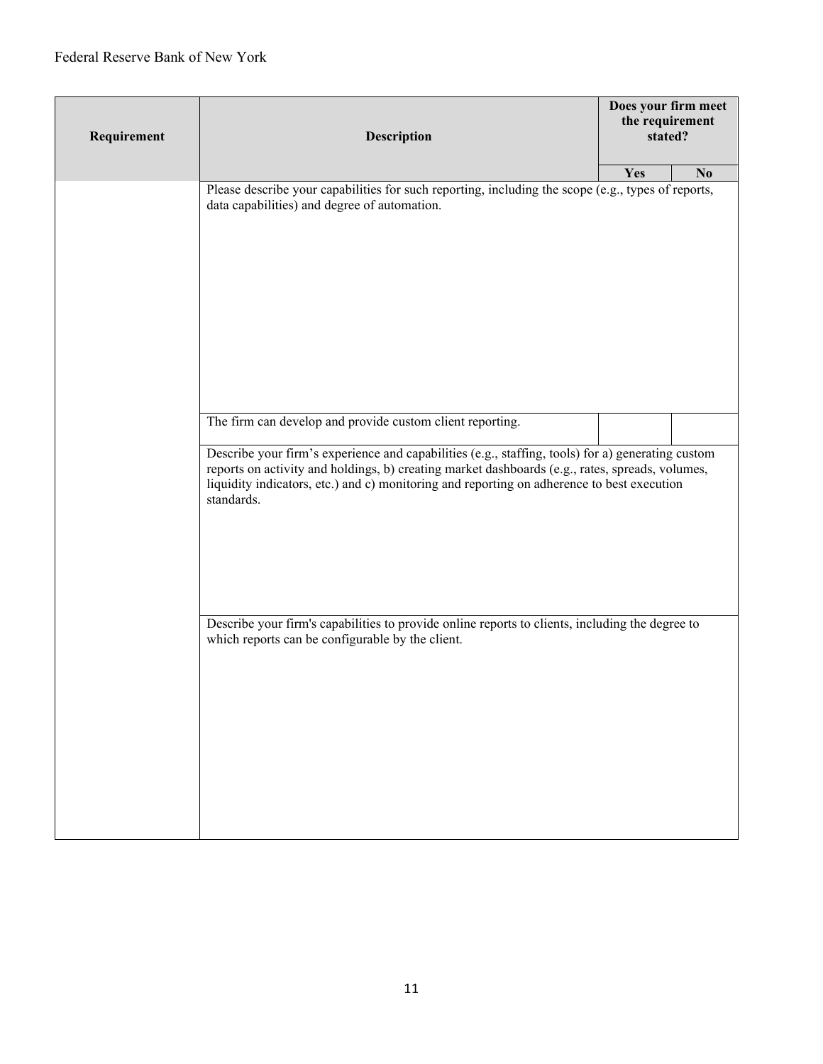| Requirement | Description | Does your firm meet the requirement stated? | |
|---|---|---|---|
| | | Yes | No |
| | Please describe your capabilities for such reporting, including the scope (e.g., types of reports, data capabilities) and degree of automation. | | |
| | The firm can develop and provide custom client reporting. | | |
| | Describe your firm's experience and capabilities (e.g., staffing, tools) for a) generating custom reports on activity and holdings, b) creating market dashboards (e.g., rates, spreads, volumes, liquidity indicators, etc.) and c) monitoring and reporting on adherence to best execution standards. | | |
| | Describe your firm's capabilities to provide online reports to clients, including the degree to which reports can be configurable by the client. | | |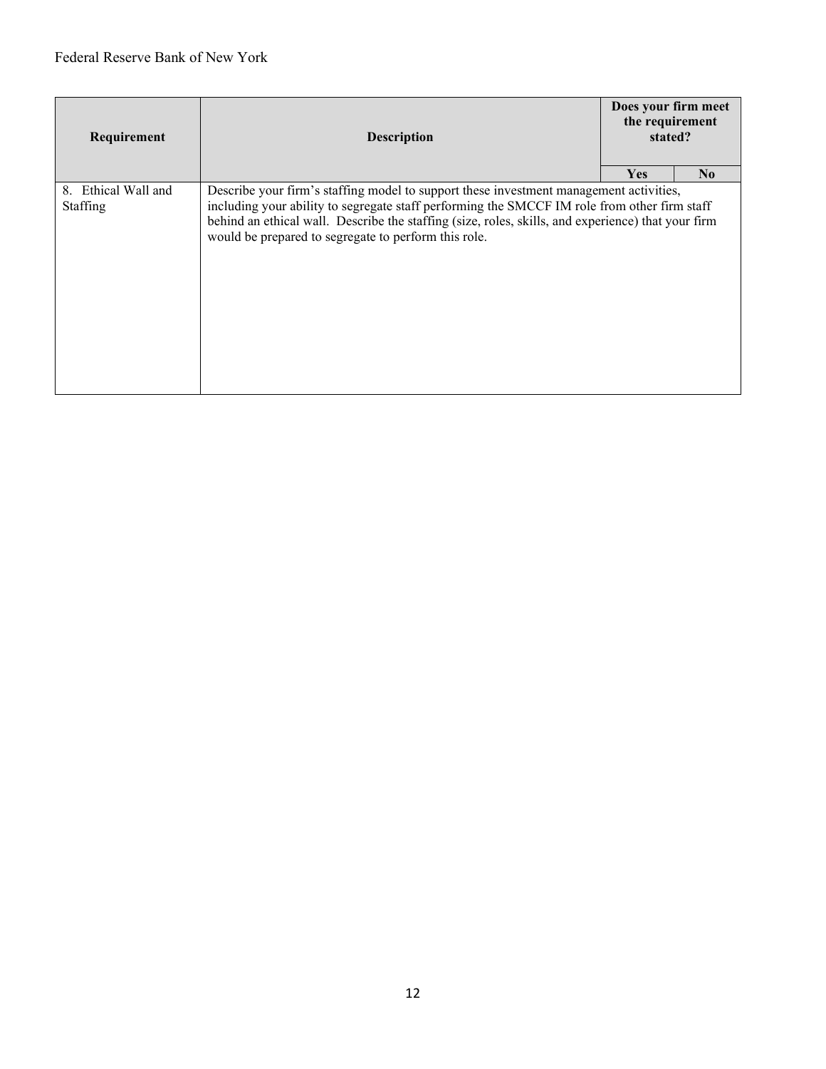| Requirement | Description | Does your firm meet the requirement stated? | |
|---|---|---|---|
| | | **Yes** | **No** |
| 8. Ethical Wall and Staffing | Describe your firm's staffing model to support these investment management activities, including your ability to segregate staff performing the SMCCF IM role from other firm staff behind an ethical wall. Describe the staffing (size, roles, skills, and experience) that your firm would be prepared to segregate to perform this role. | | |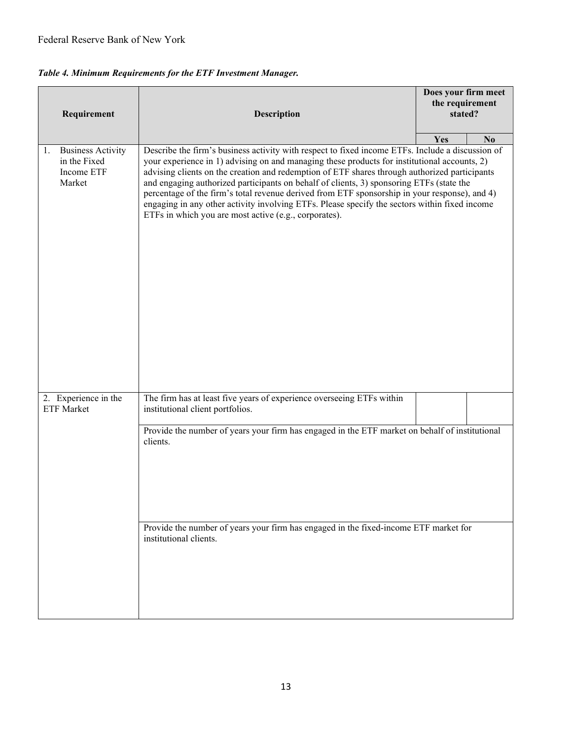*Table 4. Minimum Requirements for the ETF Investment Manager.*

| Requirement | Description | Does your firm meet the requirement stated? | |
|---|---|---|---|
| | | Yes | No |
| 1. Business Activity in the Fixed Income ETF Market | Describe the firm's business activity with respect to fixed income ETFs. Include a discussion of your experience in 1) advising on and managing these products for institutional accounts, 2) advising clients on the creation and redemption of ETF shares through authorized participants and engaging authorized participants on behalf of clients, 3) sponsoring ETFs (state the percentage of the firm's total revenue derived from ETF sponsorship in your response), and 4) engaging in any other activity involving ETFs. Please specify the sectors within fixed income ETFs in which you are most active (e.g., corporates). | | |
| 2. Experience in the ETF Market | The firm has at least five years of experience overseeing ETFs within institutional client portfolios. | | |
| | Provide the number of years your firm has engaged in the ETF market on behalf of institutional clients. | | |
| | Provide the number of years your firm has engaged in the fixed-income ETF market for institutional clients. | | |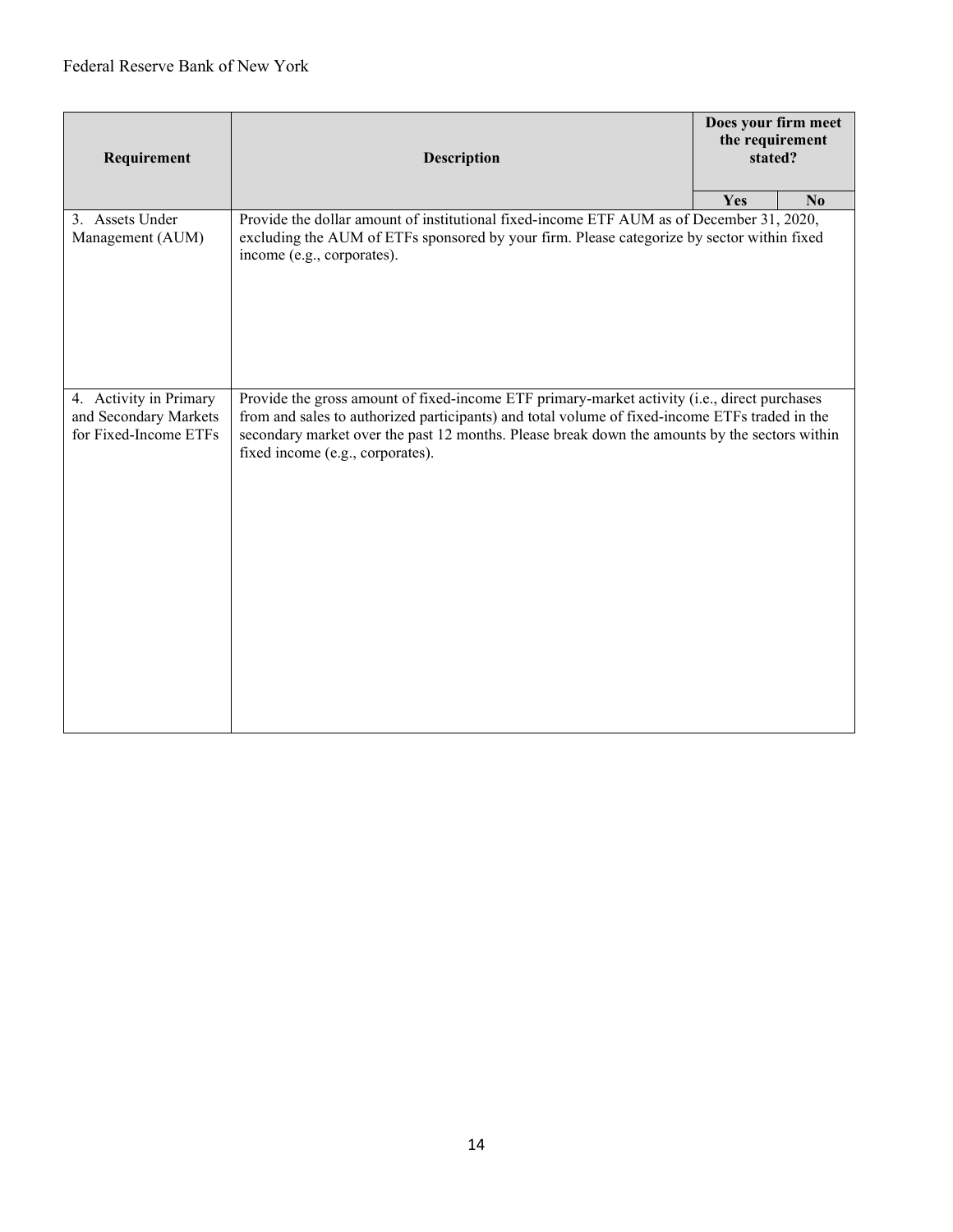| Requirement | Description | Does your firm meet the requirement stated? | |
|---|---|---|---|
| | | Yes | No |
| 3. Assets Under Management (AUM) | Provide the dollar amount of institutional fixed-income ETF AUM as of December 31, 2020, excluding the AUM of ETFs sponsored by your firm. Please categorize by sector within fixed income (e.g., corporates). | | |
| 4. Activity in Primary and Secondary Markets for Fixed-Income ETFs | Provide the gross amount of fixed-income ETF primary-market activity (i.e., direct purchases from and sales to authorized participants) and total volume of fixed-income ETFs traded in the secondary market over the past 12 months. Please break down the amounts by the sectors within fixed income (e.g., corporates). | | |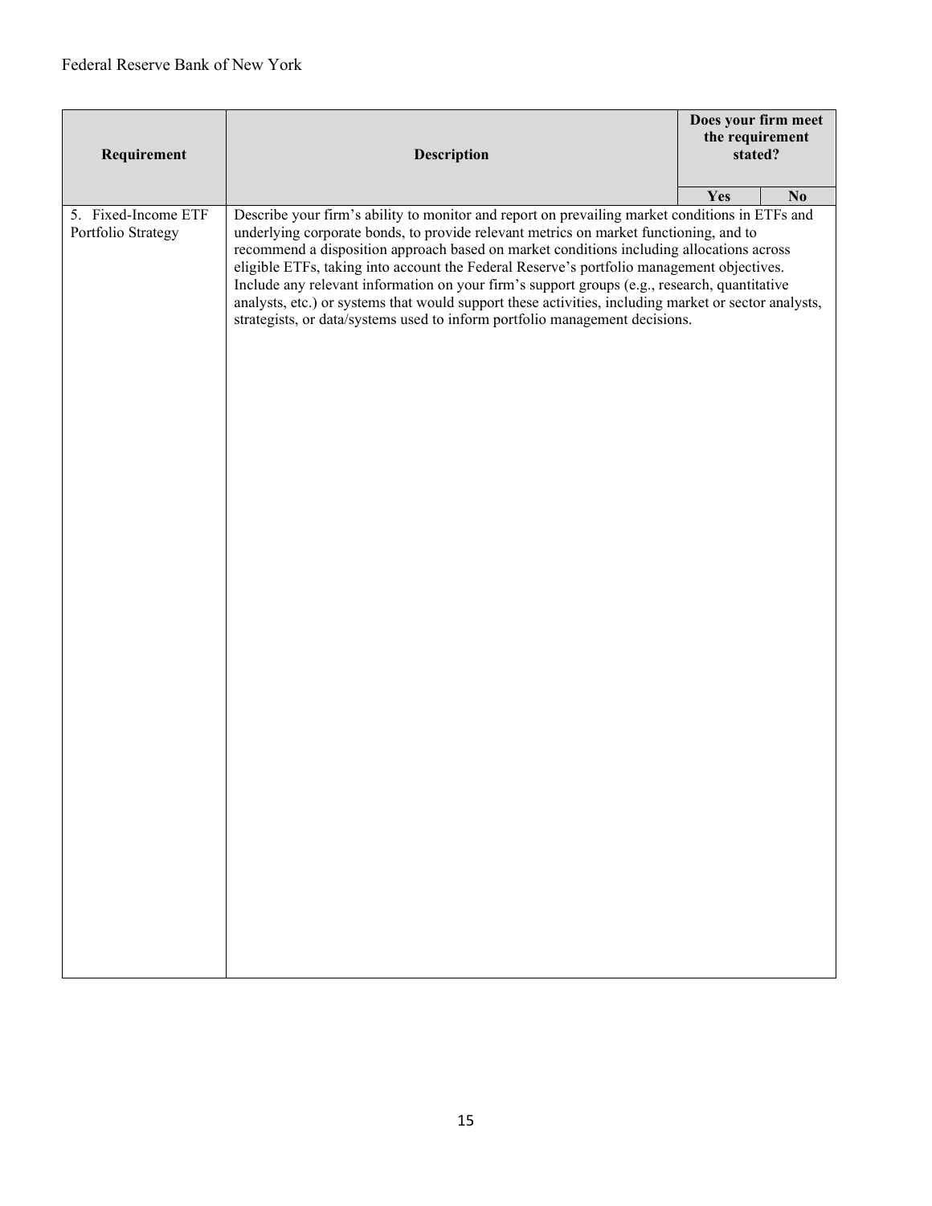| Requirement | Description | Does your firm meet the requirement stated? | |
|---|---|---|---|
| | | Yes | No |
| 5. Fixed-Income ETF Portfolio Strategy | Describe your firm's ability to monitor and report on prevailing market conditions in ETFs and underlying corporate bonds, to provide relevant metrics on market functioning, and to recommend a disposition approach based on market conditions including allocations across eligible ETFs, taking into account the Federal Reserve's portfolio management objectives. Include any relevant information on your firm's support groups (e.g., research, quantitative analysts, etc.) or systems that would support these activities, including market or sector analysts, strategists, or data/systems used to inform portfolio management decisions. | | |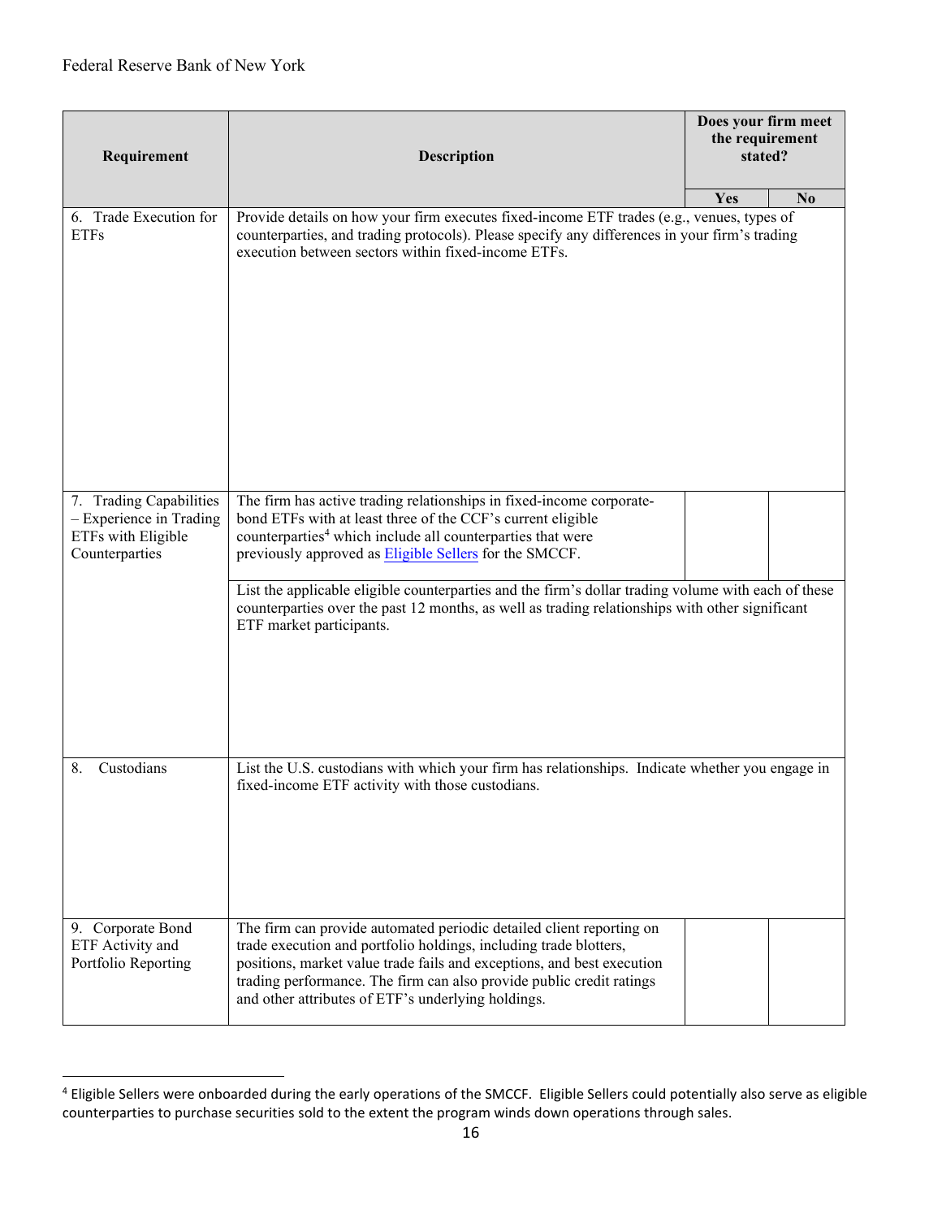| Requirement | Description | Does your firm meet the requirement stated? | |
|---|---|---|---|
| | | Yes | No |
| 6. Trade Execution for ETFs | Provide details on how your firm executes fixed-income ETF trades (e.g., venues, types of counterparties, and trading protocols). Please specify any differences in your firm's trading execution between sectors within fixed-income ETFs. | | |
| 7. Trading Capabilities – Experience in Trading ETFs with Eligible Counterparties | The firm has active trading relationships in fixed-income corporate-bond ETFs with at least three of the CCF's current eligible counterparties[4] which include all counterparties that were previously approved as [Eligible Sellers](#) for the SMCCF. | | |
| | List the applicable eligible counterparties and the firm's dollar trading volume with each of these counterparties over the past 12 months, as well as trading relationships with other significant ETF market participants. | | |
| 8. Custodians | List the U.S. custodians with which your firm has relationships. Indicate whether you engage in fixed-income ETF activity with those custodians. | | |
| 9. Corporate Bond ETF Activity and Portfolio Reporting | The firm can provide automated periodic detailed client reporting on trade execution and portfolio holdings, including trade blotters, positions, market value trade fails and exceptions, and best execution trading performance. The firm can also provide public credit ratings and other attributes of ETF's underlying holdings. | | |

[4] Eligible Sellers were onboarded during the early operations of the SMCCF. Eligible Sellers could potentially also serve as eligible counterparties to purchase securities sold to the extent the program winds down operations through sales.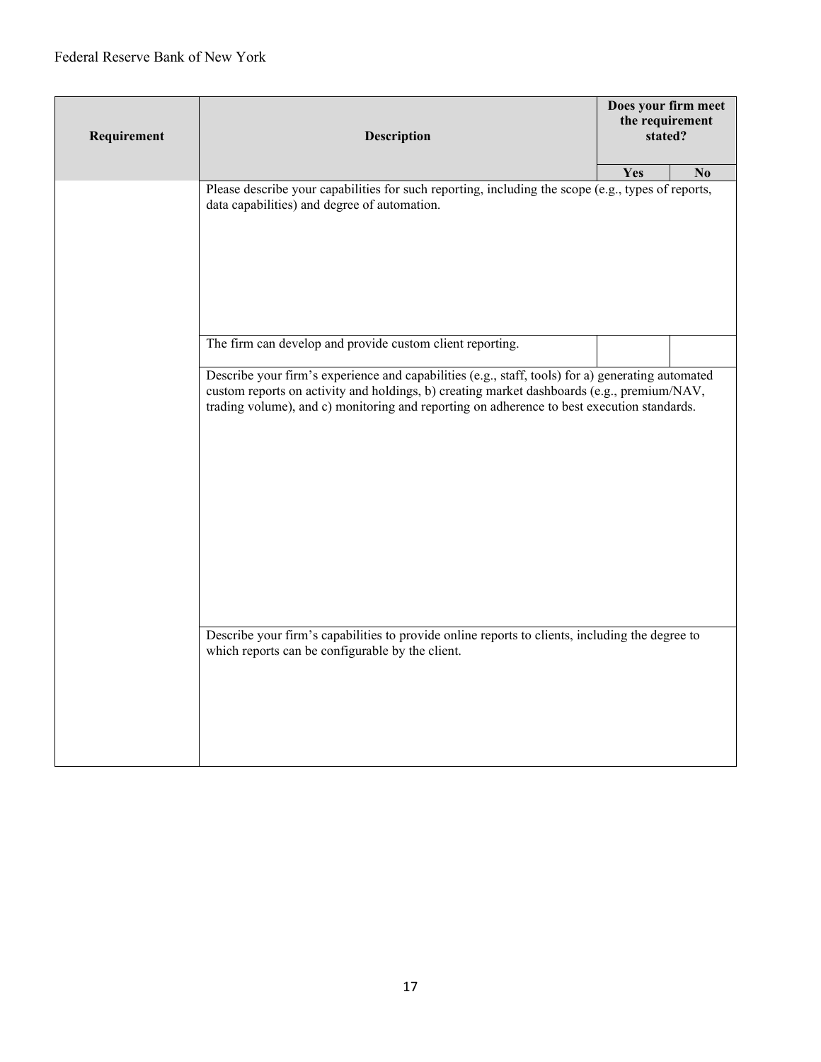| Requirement | Description | Does your firm meet the requirement stated? | |
|---|---|---|---|
| | | Yes | No |
| | Please describe your capabilities for such reporting, including the scope (e.g., types of reports, data capabilities) and degree of automation. | | |
| | The firm can develop and provide custom client reporting. | | |
| | Describe your firm's experience and capabilities (e.g., staff, tools) for a) generating automated custom reports on activity and holdings, b) creating market dashboards (e.g., premium/NAV, trading volume), and c) monitoring and reporting on adherence to best execution standards. | | |
| | Describe your firm's capabilities to provide online reports to clients, including the degree to which reports can be configurable by the client. | | |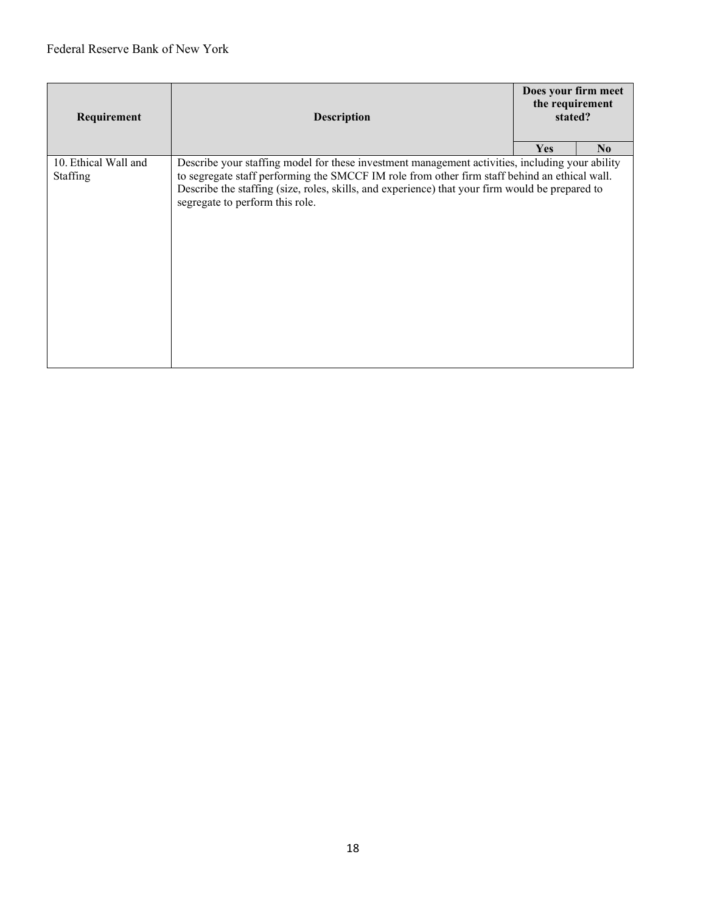| Requirement | Description | Does your firm meet the requirement stated? | |
|---|---|---|---|
| | | Yes | No |
| 10. Ethical Wall and Staffing | Describe your staffing model for these investment management activities, including your ability to segregate staff performing the SMCCF IM role from other firm staff behind an ethical wall. Describe the staffing (size, roles, skills, and experience) that your firm would be prepared to segregate to perform this role. | | |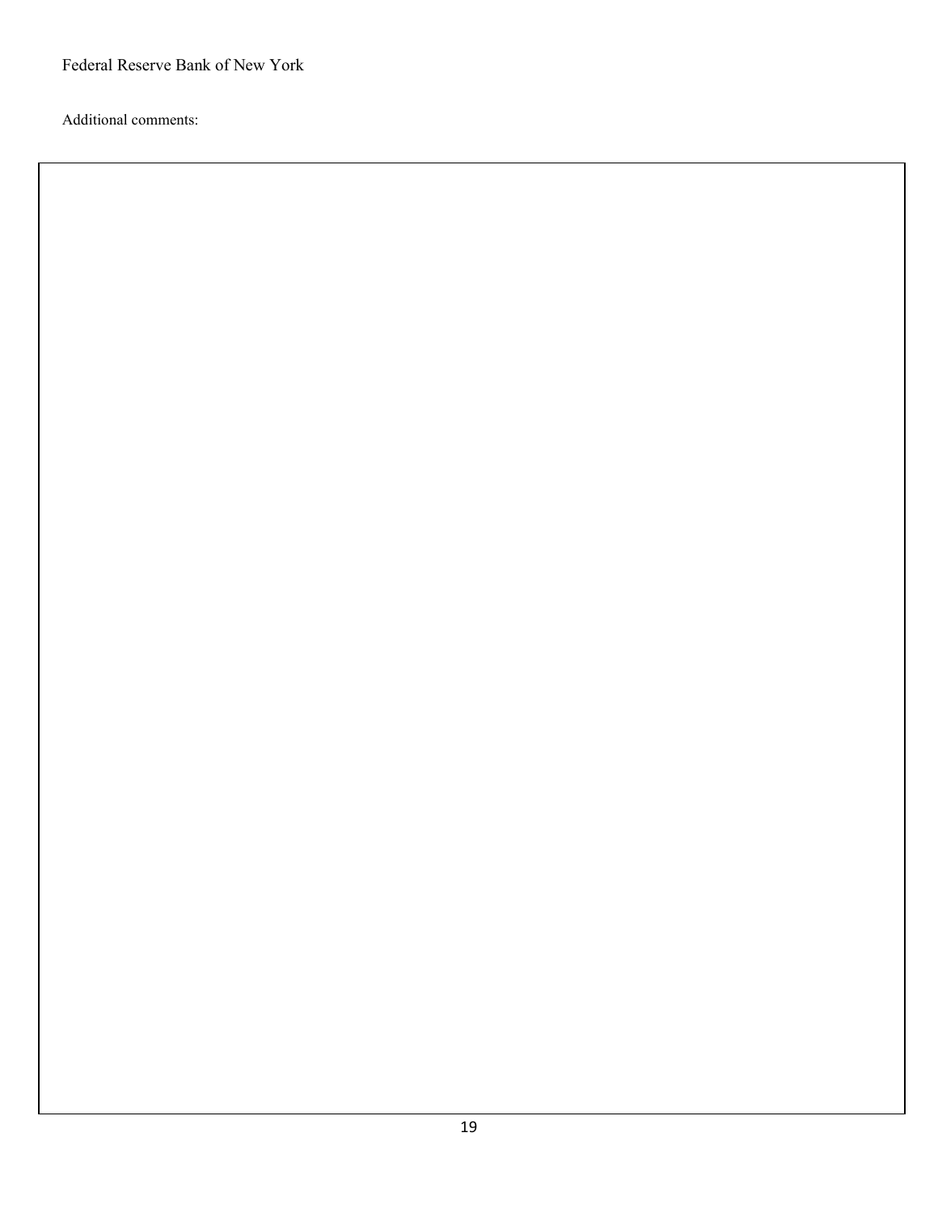Federal Reserve Bank of New York

Additional comments: